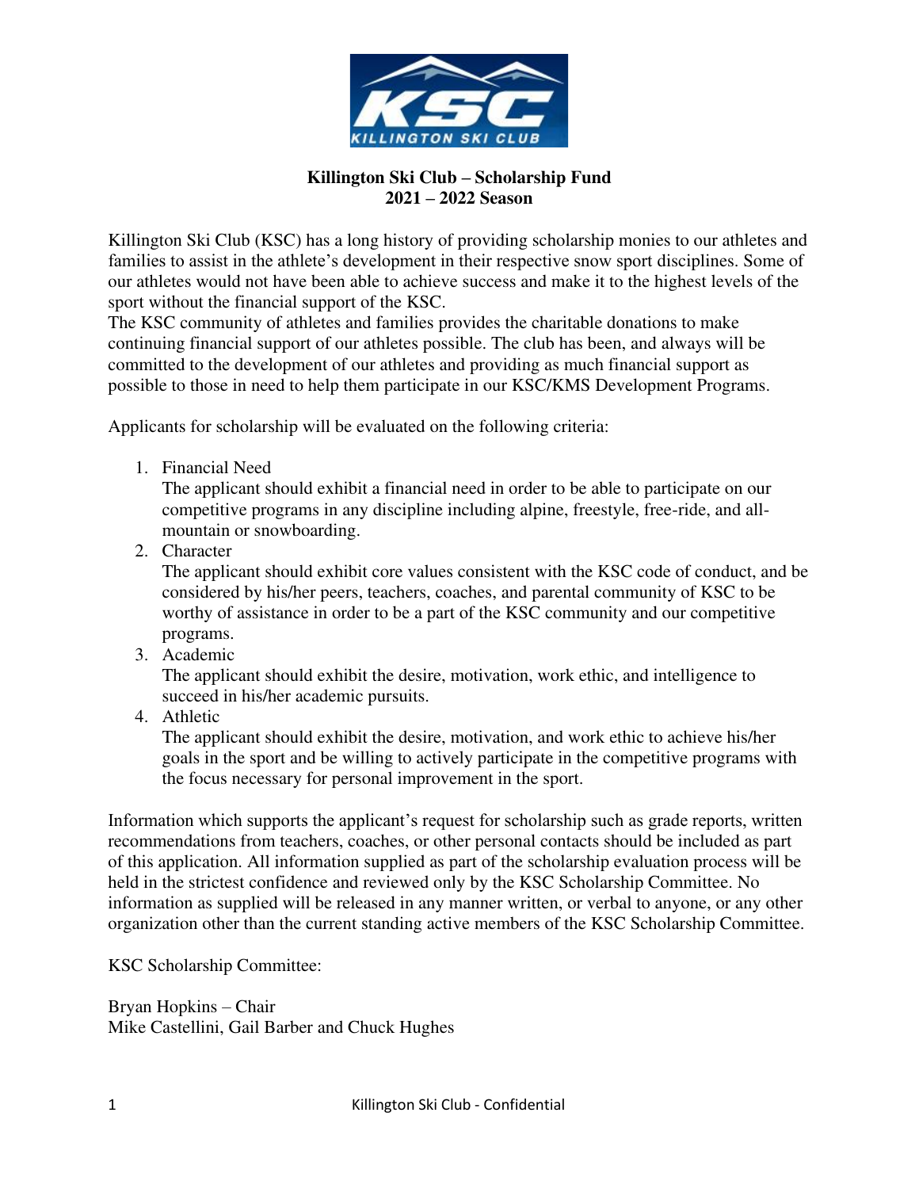# Killington Ski Club – Scholarship Fund
## 2021 – 2022 Season

Killington Ski Club (KSC) has a long history of providing scholarship monies to our athletes and families to assist in the athlete's development in their respective snow sport disciplines. Some of our athletes would not have been able to achieve success and make it to the highest levels of the sport without the financial support of the KSC.
The KSC community of athletes and families provides the charitable donations to make continuing financial support of our athletes possible. The club has been, and always will be committed to the development of our athletes and providing as much financial support as possible to those in need to help them participate in our KSC/KMS Development Programs.

Applicants for scholarship will be evaluated on the following criteria:

1. Financial Need
   The applicant should exhibit a financial need in order to be able to participate on our competitive programs in any discipline including alpine, freestyle, free-ride, and all-mountain or snowboarding.
2. Character
   The applicant should exhibit core values consistent with the KSC code of conduct, and be considered by his/her peers, teachers, coaches, and parental community of KSC to be worthy of assistance in order to be a part of the KSC community and our competitive programs.
3. Academic
   The applicant should exhibit the desire, motivation, work ethic, and intelligence to succeed in his/her academic pursuits.
4. Athletic
   The applicant should exhibit the desire, motivation, and work ethic to achieve his/her goals in the sport and be willing to actively participate in the competitive programs with the focus necessary for personal improvement in the sport.

Information which supports the applicant's request for scholarship such as grade reports, written recommendations from teachers, coaches, or other personal contacts should be included as part of this application. All information supplied as part of the scholarship evaluation process will be held in the strictest confidence and reviewed only by the KSC Scholarship Committee. No information as supplied will be released in any manner written, or verbal to anyone, or any other organization other than the current standing active members of the KSC Scholarship Committee.

KSC Scholarship Committee:

Bryan Hopkins – Chair
Mike Castellini, Gail Barber and Chuck Hughes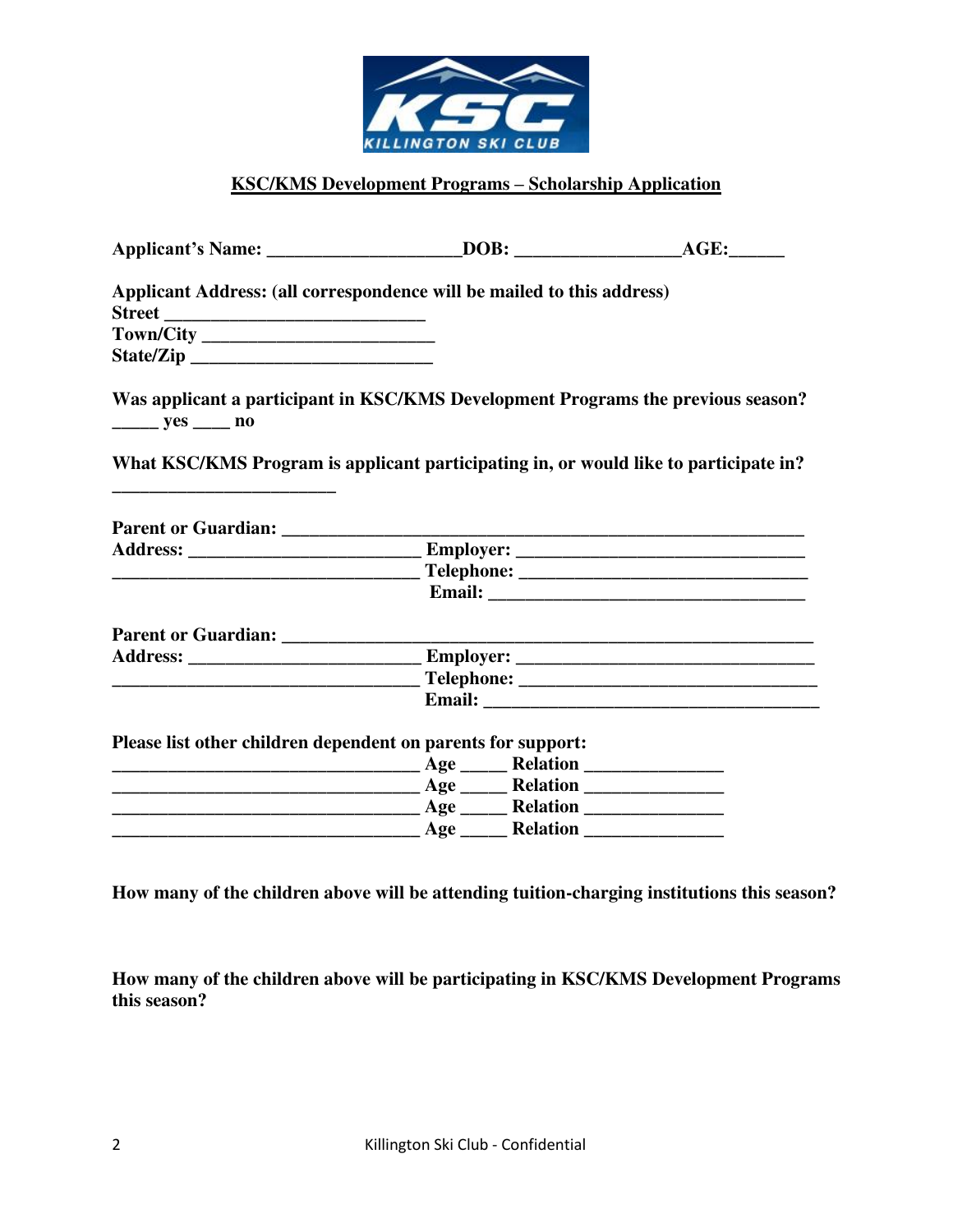## KSC/KMS Development Programs – Scholarship Application

**Applicant's Name:** ______________________**DOB:** ___________________**AGE:**______

**Applicant Address: (all correspondence will be mailed to this address)**
**Street** _____________________________
**Town/City** __________________________
**State/Zip** ___________________________

**Was applicant a participant in KSC/KMS Development Programs the previous season?**
_____ **yes** ____ **no**

**What KSC/KMS Program is applicant participating in, or would like to participate in?**
_________________________

**Parent or Guardian:** ___________________________________________________________
**Address:** _________________________ **Employer:** ________________________________
_________________________________ **Telephone:** ________________________________
**Email:** ___________________________________

**Parent or Guardian:** ___________________________________________________________
**Address:** _________________________ **Employer:** ________________________________
_________________________________ **Telephone:** ________________________________
**Email:** ___________________________________

**Please list other children dependent on parents for support:**
_________________________________ **Age** _____ **Relation** _______________
_________________________________ **Age** _____ **Relation** _______________
_________________________________ **Age** _____ **Relation** _______________
_________________________________ **Age** _____ **Relation** _______________

**How many of the children above will be attending tuition-charging institutions this season?**

**How many of the children above will be participating in KSC/KMS Development Programs this season?**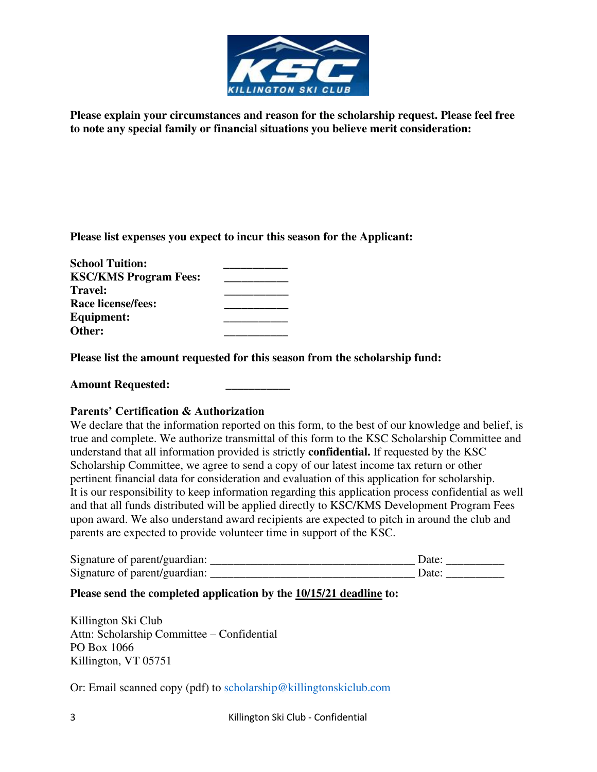**Please explain your circumstances and reason for the scholarship request. Please feel free to note any special family or financial situations you believe merit consideration:**

**Please list expenses you expect to incur this season for the Applicant:**

**School Tuition:** ___________
**KSC/KMS Program Fees:** ___________
**Travel:** ___________
**Race license/fees:** ___________
**Equipment:** ___________
**Other:** ___________

**Please list the amount requested for this season from the scholarship fund:**

**Amount Requested:** ___________

**Parents' Certification & Authorization**

We declare that the information reported on this form, to the best of our knowledge and belief, is true and complete. We authorize transmittal of this form to the KSC Scholarship Committee and understand that all information provided is strictly **confidential.** If requested by the KSC Scholarship Committee, we agree to send a copy of our latest income tax return or other pertinent financial data for consideration and evaluation of this application for scholarship. It is our responsibility to keep information regarding this application process confidential as well and that all funds distributed will be applied directly to KSC/KMS Development Program Fees upon award. We also understand award recipients are expected to pitch in around the club and parents are expected to provide volunteer time in support of the KSC.

Signature of parent/guardian: ___________________________________ Date: __________
Signature of parent/guardian: ___________________________________ Date: __________

**Please send the completed application by the <u>10/15/21 deadline</u> to:**

Killington Ski Club
Attn: Scholarship Committee – Confidential
PO Box 1066
Killington, VT 05751

Or: Email scanned copy (pdf) to scholarship@killingtonskiclub.com